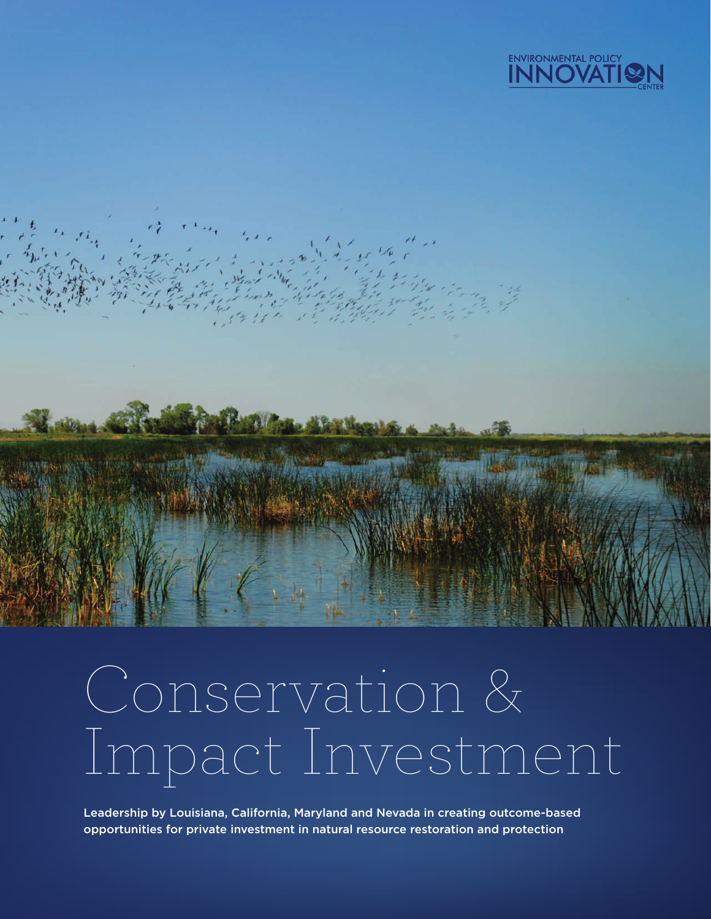ENVIRONMENTAL POLICY INNOVATION CENTER

# Conservation & Impact Investment

Leadership by Louisiana, California, Maryland and Nevada in creating outcome-based opportunities for private investment in natural resource restoration and protection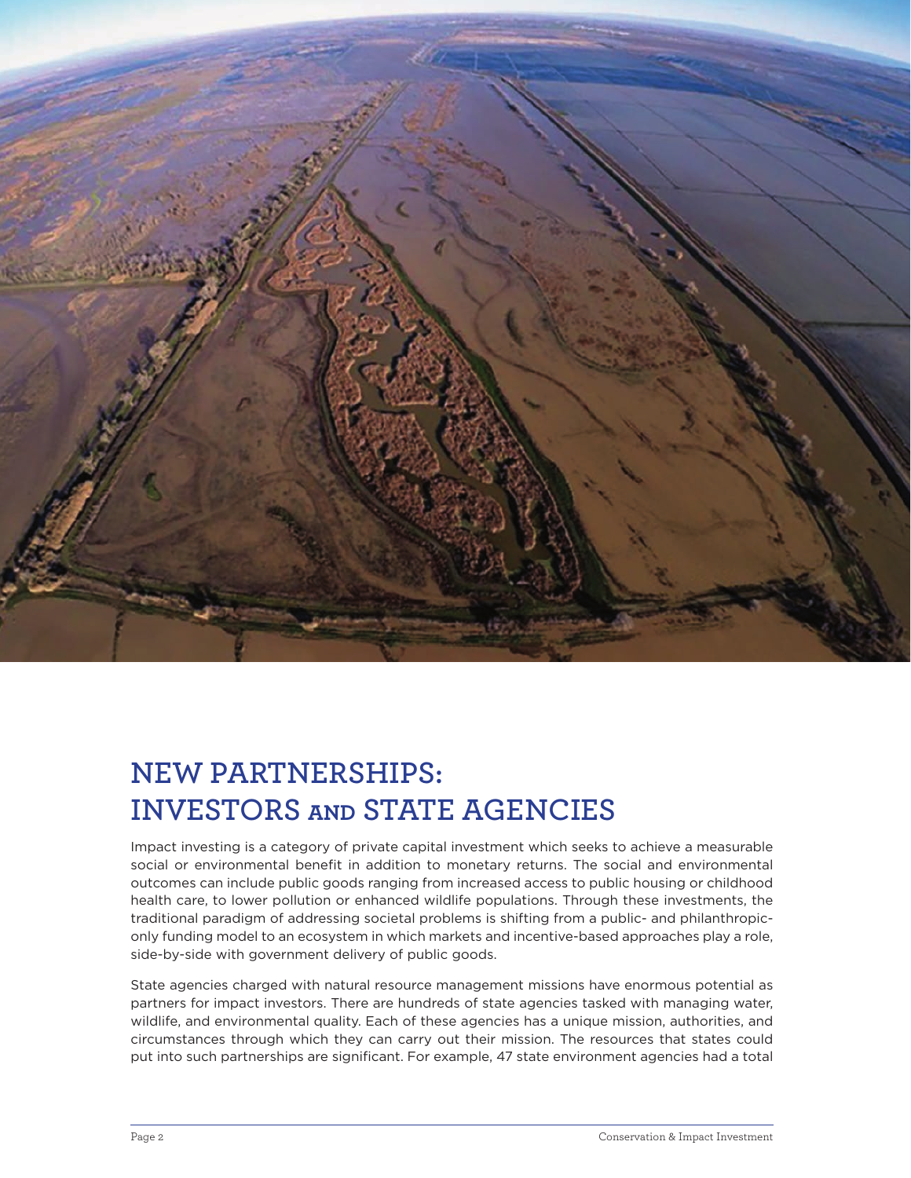# NEW PARTNERSHIPS: INVESTORS AND STATE AGENCIES

Impact investing is a category of private capital investment which seeks to achieve a measurable social or environmental benefit in addition to monetary returns. The social and environmental outcomes can include public goods ranging from increased access to public housing or childhood health care, to lower pollution or enhanced wildlife populations. Through these investments, the traditional paradigm of addressing societal problems is shifting from a public- and philanthropic-only funding model to an ecosystem in which markets and incentive-based approaches play a role, side-by-side with government delivery of public goods.

State agencies charged with natural resource management missions have enormous potential as partners for impact investors. There are hundreds of state agencies tasked with managing water, wildlife, and environmental quality. Each of these agencies has a unique mission, authorities, and circumstances through which they can carry out their mission. The resources that states could put into such partnerships are significant. For example, 47 state environment agencies had a total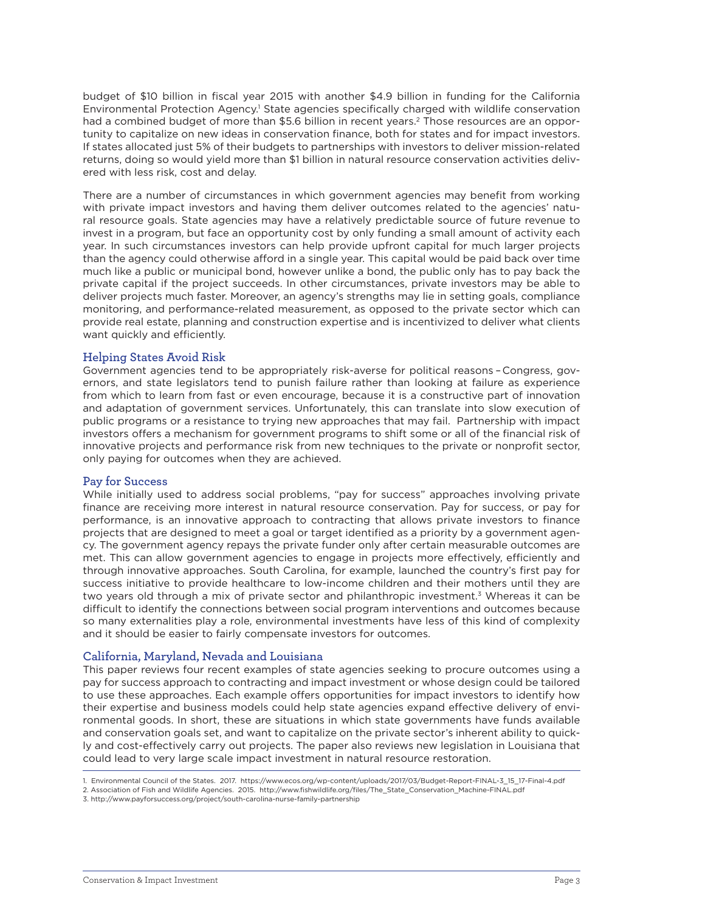budget of $10 billion in fiscal year 2015 with another $4.9 billion in funding for the California Environmental Protection Agency.[1] State agencies specifically charged with wildlife conservation had a combined budget of more than $5.6 billion in recent years.[2] Those resources are an opportunity to capitalize on new ideas in conservation finance, both for states and for impact investors. If states allocated just 5% of their budgets to partnerships with investors to deliver mission-related returns, doing so would yield more than $1 billion in natural resource conservation activities delivered with less risk, cost and delay.

There are a number of circumstances in which government agencies may benefit from working with private impact investors and having them deliver outcomes related to the agencies' natural resource goals. State agencies may have a relatively predictable source of future revenue to invest in a program, but face an opportunity cost by only funding a small amount of activity each year. In such circumstances investors can help provide upfront capital for much larger projects than the agency could otherwise afford in a single year. This capital would be paid back over time much like a public or municipal bond, however unlike a bond, the public only has to pay back the private capital if the project succeeds. In other circumstances, private investors may be able to deliver projects much faster. Moreover, an agency's strengths may lie in setting goals, compliance monitoring, and performance-related measurement, as opposed to the private sector which can provide real estate, planning and construction expertise and is incentivized to deliver what clients want quickly and efficiently.

### Helping States Avoid Risk

Government agencies tend to be appropriately risk-averse for political reasons – Congress, governors, and state legislators tend to punish failure rather than looking at failure as experience from which to learn from fast or even encourage, because it is a constructive part of innovation and adaptation of government services. Unfortunately, this can translate into slow execution of public programs or a resistance to trying new approaches that may fail. Partnership with impact investors offers a mechanism for government programs to shift some or all of the financial risk of innovative projects and performance risk from new techniques to the private or nonprofit sector, only paying for outcomes when they are achieved.

### Pay for Success

While initially used to address social problems, "pay for success" approaches involving private finance are receiving more interest in natural resource conservation. Pay for success, or pay for performance, is an innovative approach to contracting that allows private investors to finance projects that are designed to meet a goal or target identified as a priority by a government agency. The government agency repays the private funder only after certain measurable outcomes are met. This can allow government agencies to engage in projects more effectively, efficiently and through innovative approaches. South Carolina, for example, launched the country's first pay for success initiative to provide healthcare to low-income children and their mothers until they are two years old through a mix of private sector and philanthropic investment.[3] Whereas it can be difficult to identify the connections between social program interventions and outcomes because so many externalities play a role, environmental investments have less of this kind of complexity and it should be easier to fairly compensate investors for outcomes.

### California, Maryland, Nevada and Louisiana

This paper reviews four recent examples of state agencies seeking to procure outcomes using a pay for success approach to contracting and impact investment or whose design could be tailored to use these approaches. Each example offers opportunities for impact investors to identify how their expertise and business models could help state agencies expand effective delivery of environmental goods. In short, these are situations in which state governments have funds available and conservation goals set, and want to capitalize on the private sector's inherent ability to quickly and cost-effectively carry out projects. The paper also reviews new legislation in Louisiana that could lead to very large scale impact investment in natural resource restoration.

---

1. Environmental Council of the States. 2017. https://www.ecos.org/wp-content/uploads/2017/03/Budget-Report-FINAL-3_15_17-Final-4.pdf
2. Association of Fish and Wildlife Agencies. 2015. http://www.fishwildlife.org/files/The_State_Conservation_Machine-FINAL.pdf
3. http://www.payforsuccess.org/project/south-carolina-nurse-family-partnership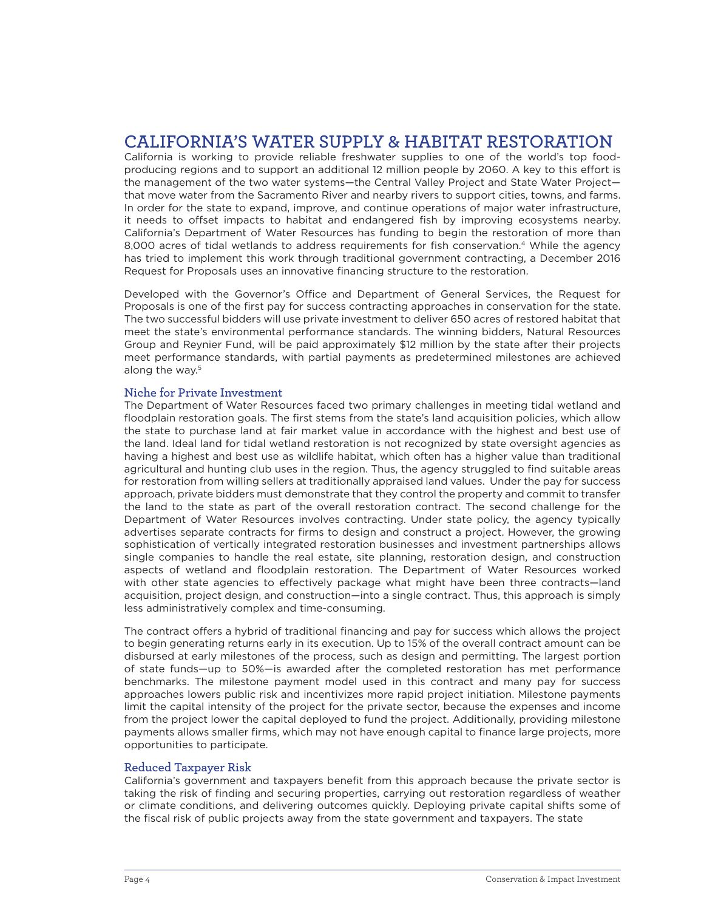## CALIFORNIA'S WATER SUPPLY & HABITAT RESTORATION

California is working to provide reliable freshwater supplies to one of the world's top food-producing regions and to support an additional 12 million people by 2060. A key to this effort is the management of the two water systems—the Central Valley Project and State Water Project—that move water from the Sacramento River and nearby rivers to support cities, towns, and farms. In order for the state to expand, improve, and continue operations of major water infrastructure, it needs to offset impacts to habitat and endangered fish by improving ecosystems nearby. California's Department of Water Resources has funding to begin the restoration of more than 8,000 acres of tidal wetlands to address requirements for fish conservation.[4] While the agency has tried to implement this work through traditional government contracting, a December 2016 Request for Proposals uses an innovative financing structure to the restoration.

Developed with the Governor's Office and Department of General Services, the Request for Proposals is one of the first pay for success contracting approaches in conservation for the state. The two successful bidders will use private investment to deliver 650 acres of restored habitat that meet the state's environmental performance standards. The winning bidders, Natural Resources Group and Reynier Fund, will be paid approximately $12 million by the state after their projects meet performance standards, with partial payments as predetermined milestones are achieved along the way.[5]

### Niche for Private Investment

The Department of Water Resources faced two primary challenges in meeting tidal wetland and floodplain restoration goals. The first stems from the state's land acquisition policies, which allow the state to purchase land at fair market value in accordance with the highest and best use of the land. Ideal land for tidal wetland restoration is not recognized by state oversight agencies as having a highest and best use as wildlife habitat, which often has a higher value than traditional agricultural and hunting club uses in the region. Thus, the agency struggled to find suitable areas for restoration from willing sellers at traditionally appraised land values. Under the pay for success approach, private bidders must demonstrate that they control the property and commit to transfer the land to the state as part of the overall restoration contract. The second challenge for the Department of Water Resources involves contracting. Under state policy, the agency typically advertises separate contracts for firms to design and construct a project. However, the growing sophistication of vertically integrated restoration businesses and investment partnerships allows single companies to handle the real estate, site planning, restoration design, and construction aspects of wetland and floodplain restoration. The Department of Water Resources worked with other state agencies to effectively package what might have been three contracts—land acquisition, project design, and construction—into a single contract. Thus, this approach is simply less administratively complex and time-consuming.

The contract offers a hybrid of traditional financing and pay for success which allows the project to begin generating returns early in its execution. Up to 15% of the overall contract amount can be disbursed at early milestones of the process, such as design and permitting. The largest portion of state funds—up to 50%—is awarded after the completed restoration has met performance benchmarks. The milestone payment model used in this contract and many pay for success approaches lowers public risk and incentivizes more rapid project initiation. Milestone payments limit the capital intensity of the project for the private sector, because the expenses and income from the project lower the capital deployed to fund the project. Additionally, providing milestone payments allows smaller firms, which may not have enough capital to finance large projects, more opportunities to participate.

### Reduced Taxpayer Risk

California's government and taxpayers benefit from this approach because the private sector is taking the risk of finding and securing properties, carrying out restoration regardless of weather or climate conditions, and delivering outcomes quickly. Deploying private capital shifts some of the fiscal risk of public projects away from the state government and taxpayers. The state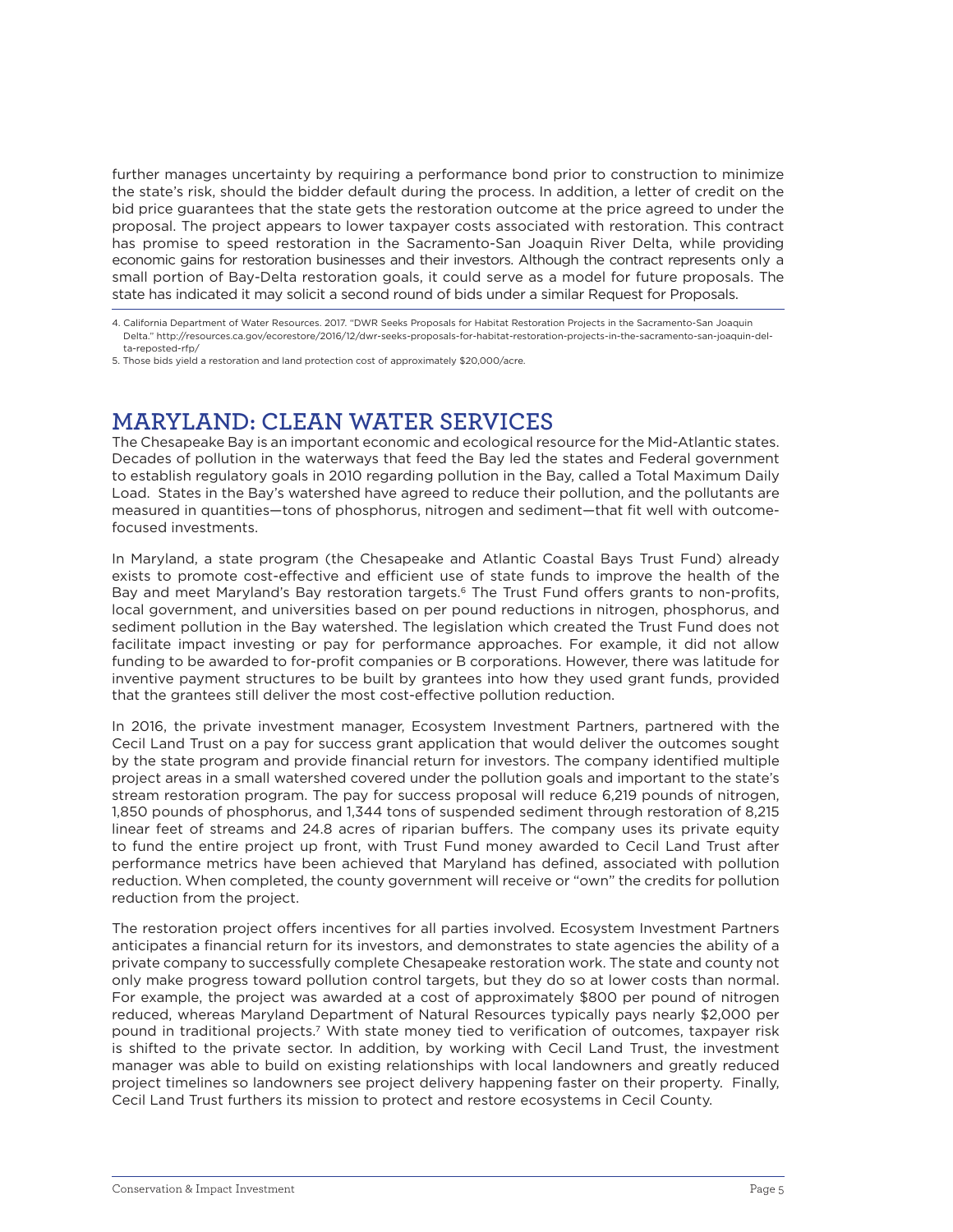further manages uncertainty by requiring a performance bond prior to construction to minimize the state's risk, should the bidder default during the process. In addition, a letter of credit on the bid price guarantees that the state gets the restoration outcome at the price agreed to under the proposal. The project appears to lower taxpayer costs associated with restoration. This contract has promise to speed restoration in the Sacramento-San Joaquin River Delta, while providing economic gains for restoration businesses and their investors. Although the contract represents only a small portion of Bay-Delta restoration goals, it could serve as a model for future proposals. The state has indicated it may solicit a second round of bids under a similar Request for Proposals.

4. California Department of Water Resources. 2017. "DWR Seeks Proposals for Habitat Restoration Projects in the Sacramento-San Joaquin Delta." http://resources.ca.gov/ecorestore/2016/12/dwr-seeks-proposals-for-habitat-restoration-projects-in-the-sacramento-san-joaquin-delta-reposted-rfp/

5. Those bids yield a restoration and land protection cost of approximately $20,000/acre.

## MARYLAND: CLEAN WATER SERVICES

The Chesapeake Bay is an important economic and ecological resource for the Mid-Atlantic states. Decades of pollution in the waterways that feed the Bay led the states and Federal government to establish regulatory goals in 2010 regarding pollution in the Bay, called a Total Maximum Daily Load. States in the Bay's watershed have agreed to reduce their pollution, and the pollutants are measured in quantities—tons of phosphorus, nitrogen and sediment—that fit well with outcome-focused investments.

In Maryland, a state program (the Chesapeake and Atlantic Coastal Bays Trust Fund) already exists to promote cost-effective and efficient use of state funds to improve the health of the Bay and meet Maryland's Bay restoration targets.[6] The Trust Fund offers grants to non-profits, local government, and universities based on per pound reductions in nitrogen, phosphorus, and sediment pollution in the Bay watershed. The legislation which created the Trust Fund does not facilitate impact investing or pay for performance approaches. For example, it did not allow funding to be awarded to for-profit companies or B corporations. However, there was latitude for inventive payment structures to be built by grantees into how they used grant funds, provided that the grantees still deliver the most cost-effective pollution reduction.

In 2016, the private investment manager, Ecosystem Investment Partners, partnered with the Cecil Land Trust on a pay for success grant application that would deliver the outcomes sought by the state program and provide financial return for investors. The company identified multiple project areas in a small watershed covered under the pollution goals and important to the state's stream restoration program. The pay for success proposal will reduce 6,219 pounds of nitrogen, 1,850 pounds of phosphorus, and 1,344 tons of suspended sediment through restoration of 8,215 linear feet of streams and 24.8 acres of riparian buffers. The company uses its private equity to fund the entire project up front, with Trust Fund money awarded to Cecil Land Trust after performance metrics have been achieved that Maryland has defined, associated with pollution reduction. When completed, the county government will receive or "own" the credits for pollution reduction from the project.

The restoration project offers incentives for all parties involved. Ecosystem Investment Partners anticipates a financial return for its investors, and demonstrates to state agencies the ability of a private company to successfully complete Chesapeake restoration work. The state and county not only make progress toward pollution control targets, but they do so at lower costs than normal. For example, the project was awarded at a cost of approximately $800 per pound of nitrogen reduced, whereas Maryland Department of Natural Resources typically pays nearly $2,000 per pound in traditional projects.[7] With state money tied to verification of outcomes, taxpayer risk is shifted to the private sector. In addition, by working with Cecil Land Trust, the investment manager was able to build on existing relationships with local landowners and greatly reduced project timelines so landowners see project delivery happening faster on their property. Finally, Cecil Land Trust furthers its mission to protect and restore ecosystems in Cecil County.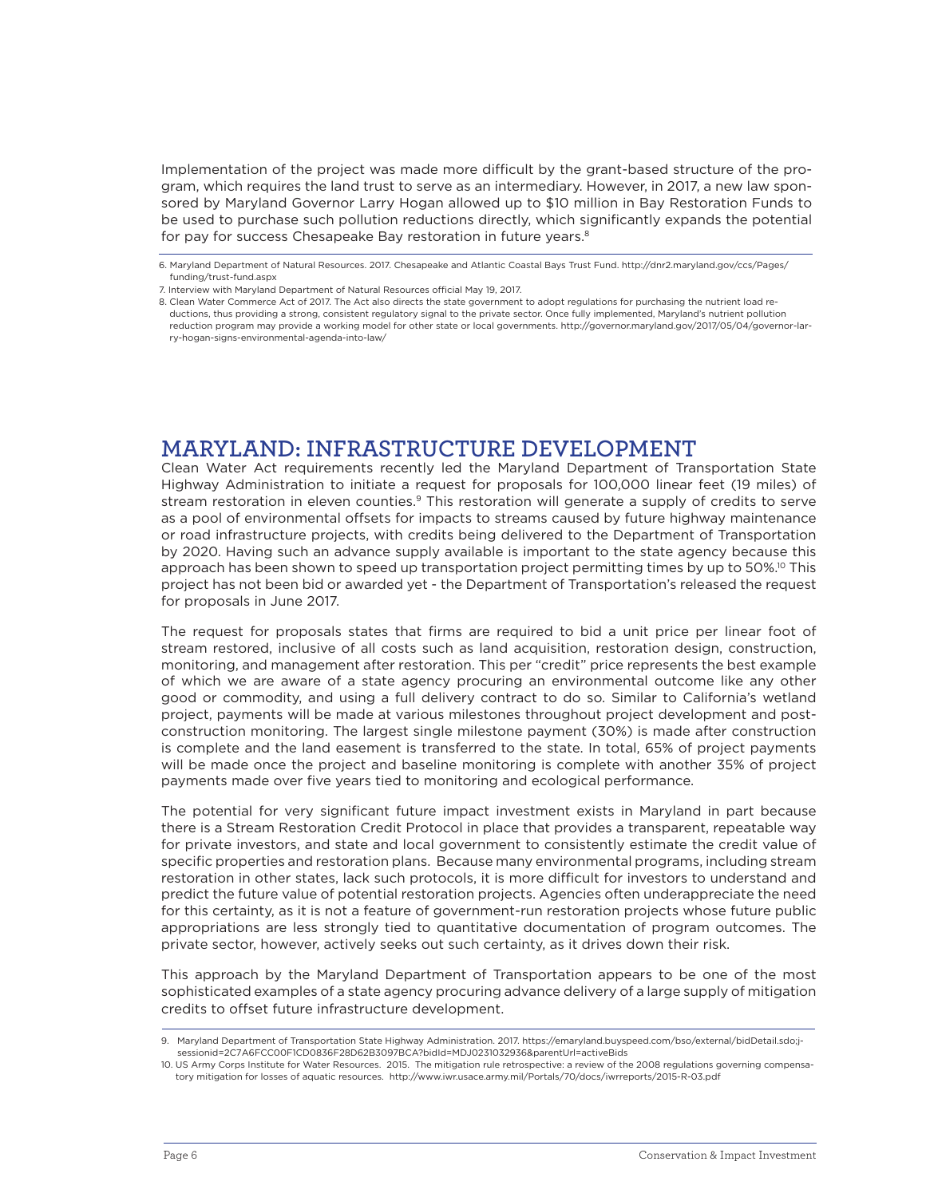Implementation of the project was made more difficult by the grant-based structure of the program, which requires the land trust to serve as an intermediary. However, in 2017, a new law sponsored by Maryland Governor Larry Hogan allowed up to $10 million in Bay Restoration Funds to be used to purchase such pollution reductions directly, which significantly expands the potential for pay for success Chesapeake Bay restoration in future years.[8]

6. Maryland Department of Natural Resources. 2017. Chesapeake and Atlantic Coastal Bays Trust Fund. http://dnr2.maryland.gov/ccs/Pages/funding/trust-fund.aspx

7. Interview with Maryland Department of Natural Resources official May 19, 2017.

8. Clean Water Commerce Act of 2017. The Act also directs the state government to adopt regulations for purchasing the nutrient load reductions, thus providing a strong, consistent regulatory signal to the private sector. Once fully implemented, Maryland's nutrient pollution reduction program may provide a working model for other state or local governments. http://governor.maryland.gov/2017/05/04/governor-larry-hogan-signs-environmental-agenda-into-law/

## MARYLAND: INFRASTRUCTURE DEVELOPMENT

Clean Water Act requirements recently led the Maryland Department of Transportation State Highway Administration to initiate a request for proposals for 100,000 linear feet (19 miles) of stream restoration in eleven counties.[9] This restoration will generate a supply of credits to serve as a pool of environmental offsets for impacts to streams caused by future highway maintenance or road infrastructure projects, with credits being delivered to the Department of Transportation by 2020. Having such an advance supply available is important to the state agency because this approach has been shown to speed up transportation project permitting times by up to 50%.[10] This project has not been bid or awarded yet - the Department of Transportation's released the request for proposals in June 2017.

The request for proposals states that firms are required to bid a unit price per linear foot of stream restored, inclusive of all costs such as land acquisition, restoration design, construction, monitoring, and management after restoration. This per "credit" price represents the best example of which we are aware of a state agency procuring an environmental outcome like any other good or commodity, and using a full delivery contract to do so. Similar to California's wetland project, payments will be made at various milestones throughout project development and post-construction monitoring. The largest single milestone payment (30%) is made after construction is complete and the land easement is transferred to the state. In total, 65% of project payments will be made once the project and baseline monitoring is complete with another 35% of project payments made over five years tied to monitoring and ecological performance.

The potential for very significant future impact investment exists in Maryland in part because there is a Stream Restoration Credit Protocol in place that provides a transparent, repeatable way for private investors, and state and local government to consistently estimate the credit value of specific properties and restoration plans. Because many environmental programs, including stream restoration in other states, lack such protocols, it is more difficult for investors to understand and predict the future value of potential restoration projects. Agencies often underappreciate the need for this certainty, as it is not a feature of government-run restoration projects whose future public appropriations are less strongly tied to quantitative documentation of program outcomes. The private sector, however, actively seeks out such certainty, as it drives down their risk.

This approach by the Maryland Department of Transportation appears to be one of the most sophisticated examples of a state agency procuring advance delivery of a large supply of mitigation credits to offset future infrastructure development.

9. Maryland Department of Transportation State Highway Administration. 2017. https://emaryland.buyspeed.com/bso/external/bidDetail.sdo;jsessionid=2C7A6FCC00F1CD0836F28D62B3097BCA?bidId=MDJ0231032936&parentUrl=activeBids

10. US Army Corps Institute for Water Resources. 2015. The mitigation rule retrospective: a review of the 2008 regulations governing compensatory mitigation for losses of aquatic resources. http://www.iwr.usace.army.mil/Portals/70/docs/iwrreports/2015-R-03.pdf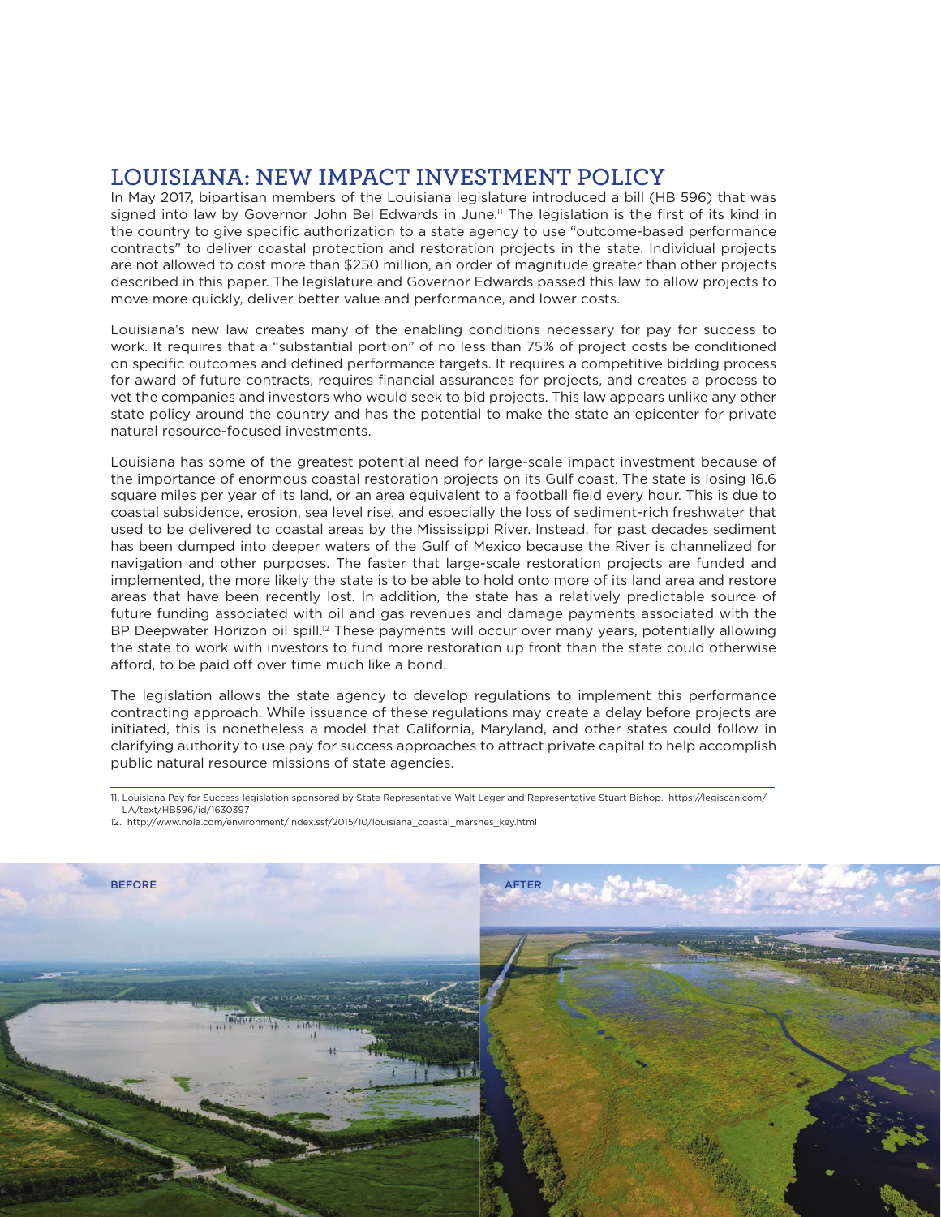## LOUISIANA: NEW IMPACT INVESTMENT POLICY

In May 2017, bipartisan members of the Louisiana legislature introduced a bill (HB 596) that was signed into law by Governor John Bel Edwards in June.[11] The legislation is the first of its kind in the country to give specific authorization to a state agency to use "outcome-based performance contracts" to deliver coastal protection and restoration projects in the state. Individual projects are not allowed to cost more than $250 million, an order of magnitude greater than other projects described in this paper. The legislature and Governor Edwards passed this law to allow projects to move more quickly, deliver better value and performance, and lower costs.

Louisiana's new law creates many of the enabling conditions necessary for pay for success to work. It requires that a "substantial portion" of no less than 75% of project costs be conditioned on specific outcomes and defined performance targets. It requires a competitive bidding process for award of future contracts, requires financial assurances for projects, and creates a process to vet the companies and investors who would seek to bid projects. This law appears unlike any other state policy around the country and has the potential to make the state an epicenter for private natural resource-focused investments.

Louisiana has some of the greatest potential need for large-scale impact investment because of the importance of enormous coastal restoration projects on its Gulf coast. The state is losing 16.6 square miles per year of its land, or an area equivalent to a football field every hour. This is due to coastal subsidence, erosion, sea level rise, and especially the loss of sediment-rich freshwater that used to be delivered to coastal areas by the Mississippi River. Instead, for past decades sediment has been dumped into deeper waters of the Gulf of Mexico because the River is channelized for navigation and other purposes. The faster that large-scale restoration projects are funded and implemented, the more likely the state is to be able to hold onto more of its land area and restore areas that have been recently lost. In addition, the state has a relatively predictable source of future funding associated with oil and gas revenues and damage payments associated with the BP Deepwater Horizon oil spill.[12] These payments will occur over many years, potentially allowing the state to work with investors to fund more restoration up front than the state could otherwise afford, to be paid off over time much like a bond.

The legislation allows the state agency to develop regulations to implement this performance contracting approach. While issuance of these regulations may create a delay before projects are initiated, this is nonetheless a model that California, Maryland, and other states could follow in clarifying authority to use pay for success approaches to attract private capital to help accomplish public natural resource missions of state agencies.

11. Louisiana Pay for Success legislation sponsored by State Representative Walt Leger and Representative Stuart Bishop. https://legiscan.com/LA/text/HB596/id/1630397

12. http://www.nola.com/environment/index.ssf/2015/10/louisiana_coastal_marshes_key.html

BEFORE

AFTER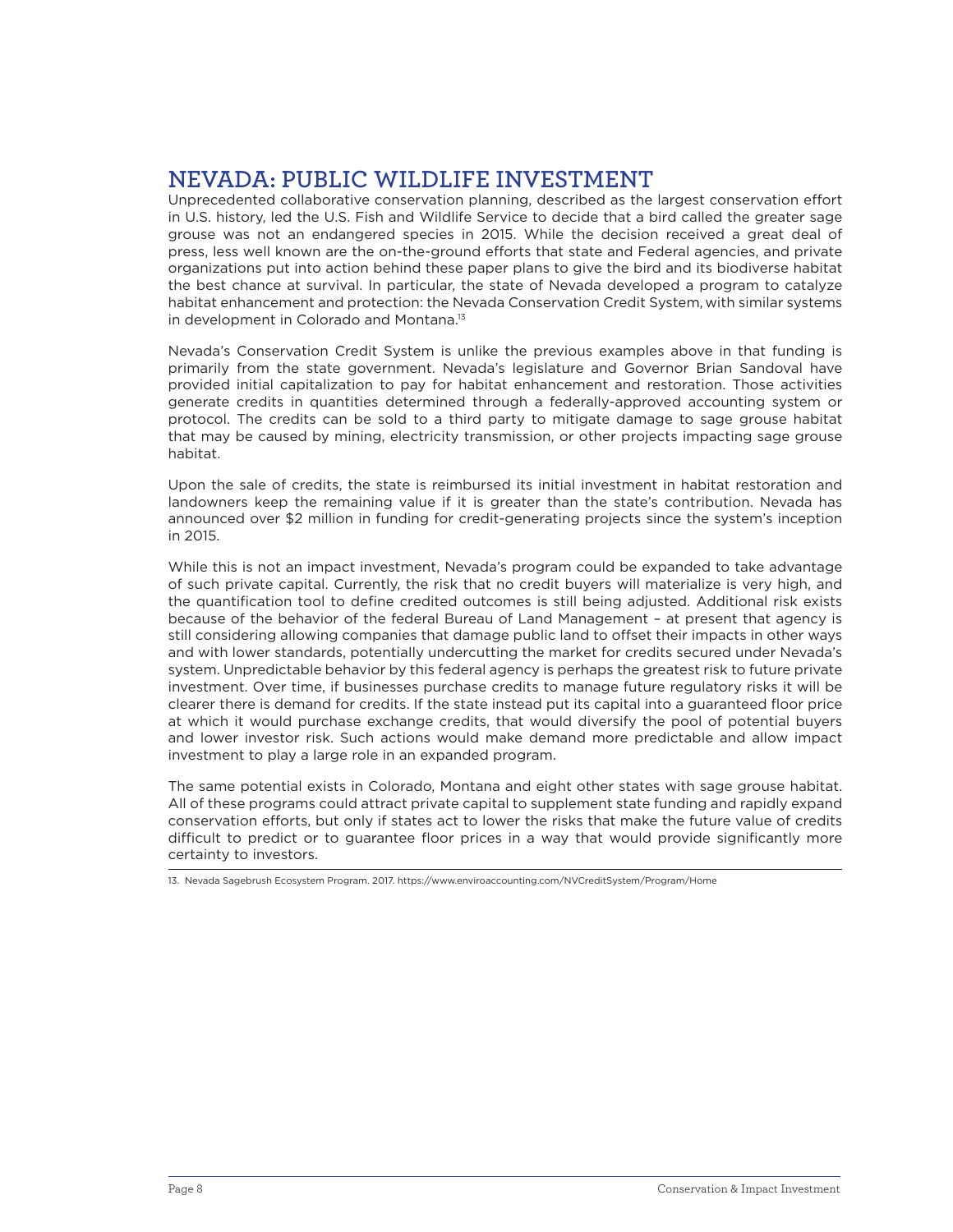## NEVADA: PUBLIC WILDLIFE INVESTMENT

Unprecedented collaborative conservation planning, described as the largest conservation effort in U.S. history, led the U.S. Fish and Wildlife Service to decide that a bird called the greater sage grouse was not an endangered species in 2015. While the decision received a great deal of press, less well known are the on-the-ground efforts that state and Federal agencies, and private organizations put into action behind these paper plans to give the bird and its biodiverse habitat the best chance at survival. In particular, the state of Nevada developed a program to catalyze habitat enhancement and protection: the Nevada Conservation Credit System, with similar systems in development in Colorado and Montana.[13]

Nevada's Conservation Credit System is unlike the previous examples above in that funding is primarily from the state government. Nevada's legislature and Governor Brian Sandoval have provided initial capitalization to pay for habitat enhancement and restoration. Those activities generate credits in quantities determined through a federally-approved accounting system or protocol. The credits can be sold to a third party to mitigate damage to sage grouse habitat that may be caused by mining, electricity transmission, or other projects impacting sage grouse habitat.

Upon the sale of credits, the state is reimbursed its initial investment in habitat restoration and landowners keep the remaining value if it is greater than the state's contribution. Nevada has announced over $2 million in funding for credit-generating projects since the system's inception in 2015.

While this is not an impact investment, Nevada's program could be expanded to take advantage of such private capital. Currently, the risk that no credit buyers will materialize is very high, and the quantification tool to define credited outcomes is still being adjusted. Additional risk exists because of the behavior of the federal Bureau of Land Management – at present that agency is still considering allowing companies that damage public land to offset their impacts in other ways and with lower standards, potentially undercutting the market for credits secured under Nevada's system. Unpredictable behavior by this federal agency is perhaps the greatest risk to future private investment. Over time, if businesses purchase credits to manage future regulatory risks it will be clearer there is demand for credits. If the state instead put its capital into a guaranteed floor price at which it would purchase exchange credits, that would diversify the pool of potential buyers and lower investor risk. Such actions would make demand more predictable and allow impact investment to play a large role in an expanded program.

The same potential exists in Colorado, Montana and eight other states with sage grouse habitat. All of these programs could attract private capital to supplement state funding and rapidly expand conservation efforts, but only if states act to lower the risks that make the future value of credits difficult to predict or to guarantee floor prices in a way that would provide significantly more certainty to investors.

13. Nevada Sagebrush Ecosystem Program. 2017. https://www.enviroaccounting.com/NVCreditSystem/Program/Home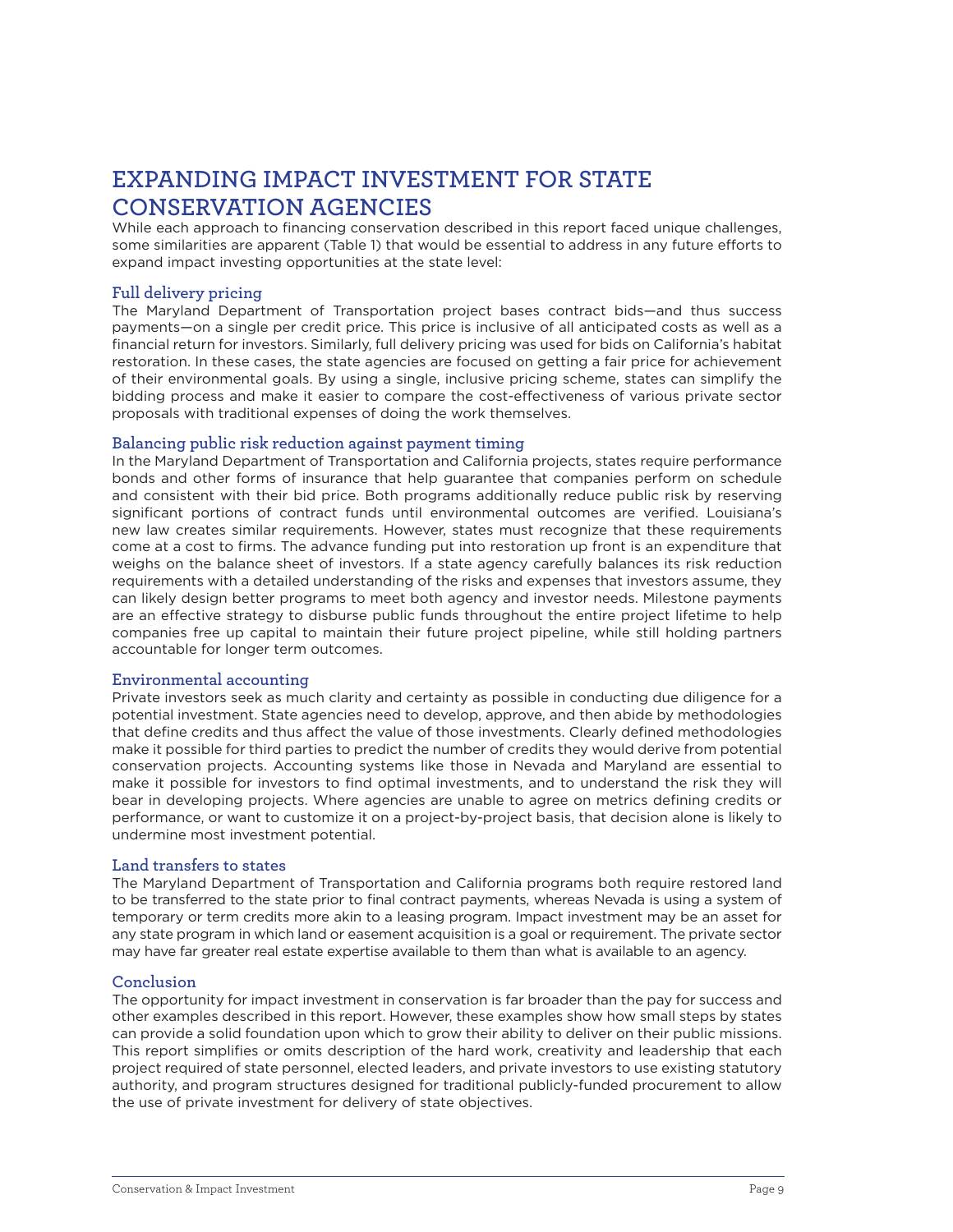# EXPANDING IMPACT INVESTMENT FOR STATE CONSERVATION AGENCIES

While each approach to financing conservation described in this report faced unique challenges, some similarities are apparent (Table 1) that would be essential to address in any future efforts to expand impact investing opportunities at the state level:

## Full delivery pricing

The Maryland Department of Transportation project bases contract bids—and thus success payments—on a single per credit price. This price is inclusive of all anticipated costs as well as a financial return for investors. Similarly, full delivery pricing was used for bids on California's habitat restoration. In these cases, the state agencies are focused on getting a fair price for achievement of their environmental goals. By using a single, inclusive pricing scheme, states can simplify the bidding process and make it easier to compare the cost-effectiveness of various private sector proposals with traditional expenses of doing the work themselves.

## Balancing public risk reduction against payment timing

In the Maryland Department of Transportation and California projects, states require performance bonds and other forms of insurance that help guarantee that companies perform on schedule and consistent with their bid price. Both programs additionally reduce public risk by reserving significant portions of contract funds until environmental outcomes are verified. Louisiana's new law creates similar requirements. However, states must recognize that these requirements come at a cost to firms. The advance funding put into restoration up front is an expenditure that weighs on the balance sheet of investors. If a state agency carefully balances its risk reduction requirements with a detailed understanding of the risks and expenses that investors assume, they can likely design better programs to meet both agency and investor needs. Milestone payments are an effective strategy to disburse public funds throughout the entire project lifetime to help companies free up capital to maintain their future project pipeline, while still holding partners accountable for longer term outcomes.

## Environmental accounting

Private investors seek as much clarity and certainty as possible in conducting due diligence for a potential investment. State agencies need to develop, approve, and then abide by methodologies that define credits and thus affect the value of those investments. Clearly defined methodologies make it possible for third parties to predict the number of credits they would derive from potential conservation projects. Accounting systems like those in Nevada and Maryland are essential to make it possible for investors to find optimal investments, and to understand the risk they will bear in developing projects. Where agencies are unable to agree on metrics defining credits or performance, or want to customize it on a project-by-project basis, that decision alone is likely to undermine most investment potential.

## Land transfers to states

The Maryland Department of Transportation and California programs both require restored land to be transferred to the state prior to final contract payments, whereas Nevada is using a system of temporary or term credits more akin to a leasing program. Impact investment may be an asset for any state program in which land or easement acquisition is a goal or requirement. The private sector may have far greater real estate expertise available to them than what is available to an agency.

## Conclusion

The opportunity for impact investment in conservation is far broader than the pay for success and other examples described in this report. However, these examples show how small steps by states can provide a solid foundation upon which to grow their ability to deliver on their public missions. This report simplifies or omits description of the hard work, creativity and leadership that each project required of state personnel, elected leaders, and private investors to use existing statutory authority, and program structures designed for traditional publicly-funded procurement to allow the use of private investment for delivery of state objectives.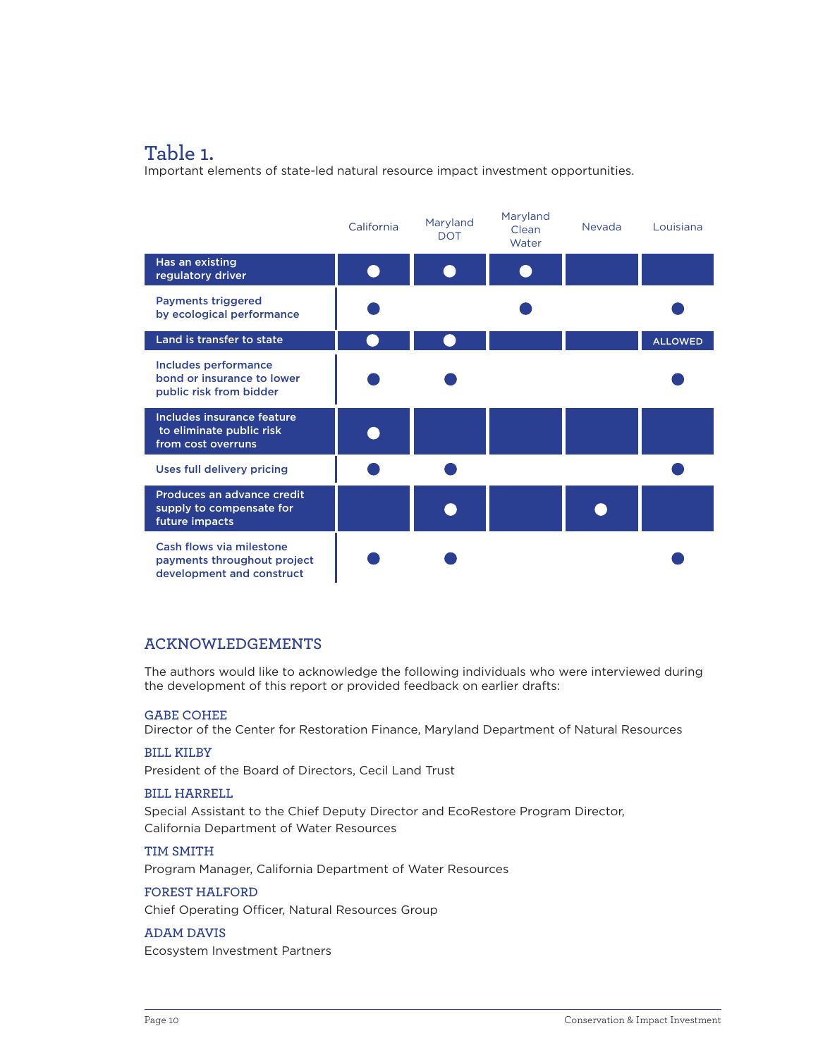## Table 1.

Important elements of state-led natural resource impact investment opportunities.

| | California | Maryland DOT | Maryland Clean Water | Nevada | Louisiana |
|---|---|---|---|---|---|
| Has an existing regulatory driver | ● | ● | ● | | |
| Payments triggered by ecological performance | ● | | ● | | ● |
| Land is transfer to state | ● | ● | | | ALLOWED |
| Includes performance bond or insurance to lower public risk from bidder | ● | ● | | | ● |
| Includes insurance feature to eliminate public risk from cost overruns | ● | | | | |
| Uses full delivery pricing | ● | ● | | | ● |
| Produces an advance credit supply to compensate for future impacts | | ● | | ● | |
| Cash flows via milestone payments throughout project development and construct | ● | ● | | | ● |

## ACKNOWLEDGEMENTS

The authors would like to acknowledge the following individuals who were interviewed during the development of this report or provided feedback on earlier drafts:

GABE COHEE
Director of the Center for Restoration Finance, Maryland Department of Natural Resources

BILL KILBY
President of the Board of Directors, Cecil Land Trust

BILL HARRELL
Special Assistant to the Chief Deputy Director and EcoRestore Program Director, California Department of Water Resources

TIM SMITH
Program Manager, California Department of Water Resources

FOREST HALFORD
Chief Operating Officer, Natural Resources Group

ADAM DAVIS
Ecosystem Investment Partners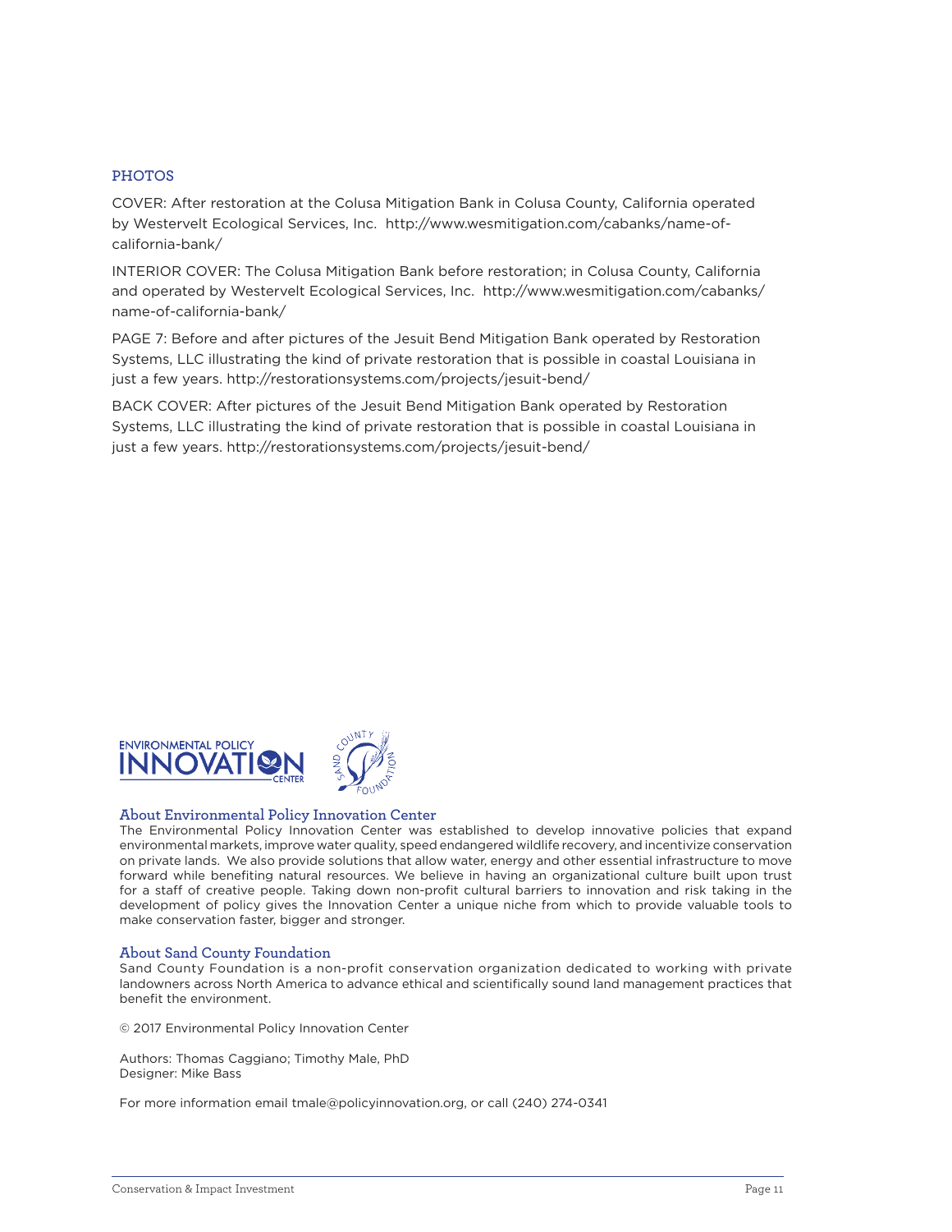## PHOTOS

COVER: After restoration at the Colusa Mitigation Bank in Colusa County, California operated by Westervelt Ecological Services, Inc. http://www.wesmitigation.com/cabanks/name-of-california-bank/

INTERIOR COVER: The Colusa Mitigation Bank before restoration; in Colusa County, California and operated by Westervelt Ecological Services, Inc. http://www.wesmitigation.com/cabanks/name-of-california-bank/

PAGE 7: Before and after pictures of the Jesuit Bend Mitigation Bank operated by Restoration Systems, LLC illustrating the kind of private restoration that is possible in coastal Louisiana in just a few years. http://restorationsystems.com/projects/jesuit-bend/

BACK COVER: After pictures of the Jesuit Bend Mitigation Bank operated by Restoration Systems, LLC illustrating the kind of private restoration that is possible in coastal Louisiana in just a few years. http://restorationsystems.com/projects/jesuit-bend/

### About Environmental Policy Innovation Center

The Environmental Policy Innovation Center was established to develop innovative policies that expand environmental markets, improve water quality, speed endangered wildlife recovery, and incentivize conservation on private lands. We also provide solutions that allow water, energy and other essential infrastructure to move forward while benefiting natural resources. We believe in having an organizational culture built upon trust for a staff of creative people. Taking down non-profit cultural barriers to innovation and risk taking in the development of policy gives the Innovation Center a unique niche from which to provide valuable tools to make conservation faster, bigger and stronger.

### About Sand County Foundation

Sand County Foundation is a non-profit conservation organization dedicated to working with private landowners across North America to advance ethical and scientifically sound land management practices that benefit the environment.

© 2017 Environmental Policy Innovation Center

Authors: Thomas Caggiano; Timothy Male, PhD
Designer: Mike Bass

For more information email tmale@policyinnovation.org, or call (240) 274-0341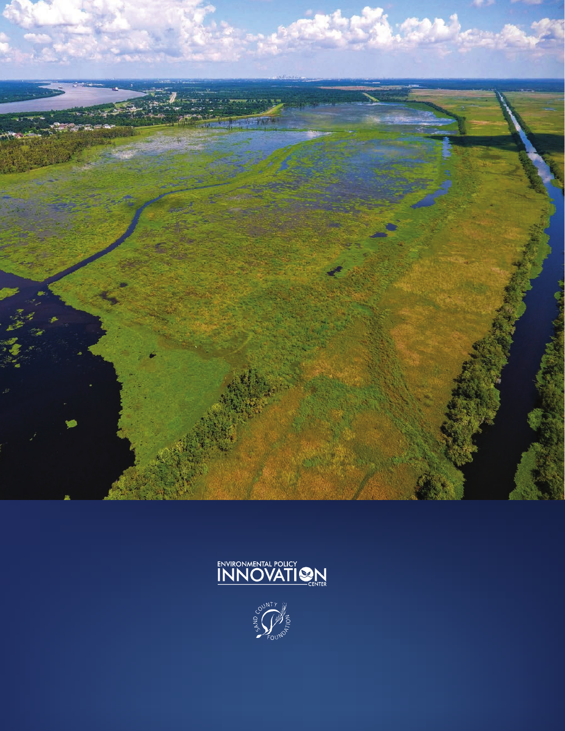ENVIRONMENTAL POLICY INNOVATION CENTER

SAND COUNTY FOUNDATION